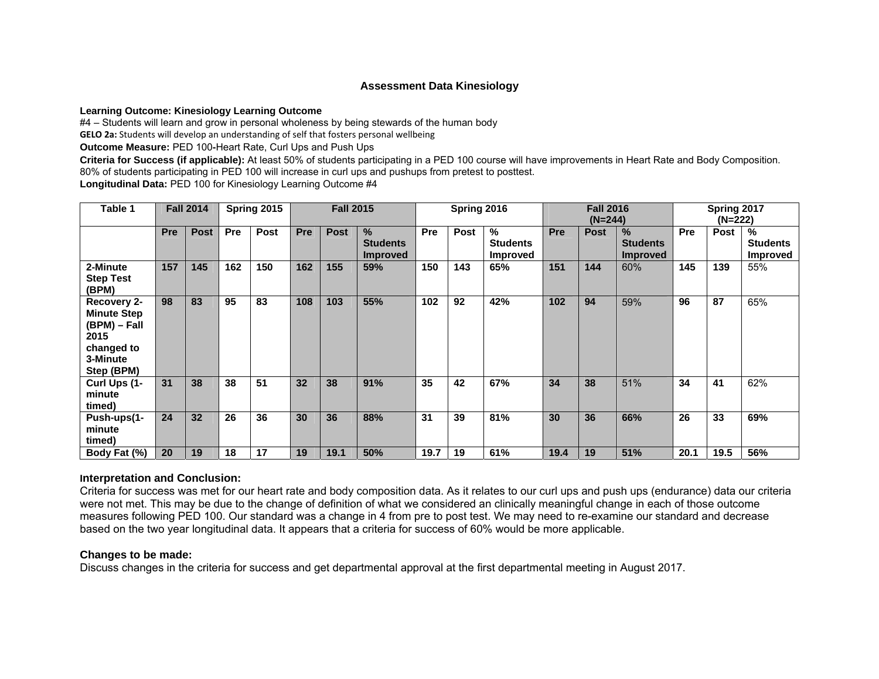# Assessment Data Kinesiology

**Learning Outcome: Kinesiology Learning Outcome**

#4 – Students will learn and grow in personal wholeness by being stewards of the human body

**GELO 2a:** Students will develop an understanding of self that fosters personal wellbeing

**Outcome Measure:** PED 100-Heart Rate, Curl Ups and Push Ups

**Criteria for Success (if applicable):** At least 50% of students participating in a PED 100 course will have improvements in Heart Rate and Body Composition. 80% of students participating in PED 100 will increase in curl ups and pushups from pretest to posttest.

**Longitudinal Data:** PED 100 for Kinesiology Learning Outcome #4

| Table 1 | Fall 2014 | | Spring 2015 | | Fall 2015 | | | Spring 2016 | | | Fall 2016 (N=244) | | | Spring 2017 (N=222) | | |
|---|---|---|---|---|---|---|---|---|---|---|---|---|---|---|---|---|
| | Pre | Post | Pre | Post | Pre | Post | % Students Improved | Pre | Post | % Students Improved | Pre | Post | % Students Improved | Pre | Post | % Students Improved |
| 2-Minute Step Test (BPM) | 157 | 145 | 162 | 150 | 162 | 155 | 59% | 150 | 143 | 65% | 151 | 144 | 60% | 145 | 139 | 55% |
| Recovery 2-Minute Step (BPM) – Fall 2015 changed to 3-Minute Step (BPM) | 98 | 83 | 95 | 83 | 108 | 103 | 55% | 102 | 92 | 42% | 102 | 94 | 59% | 96 | 87 | 65% |
| Curl Ups (1-minute timed) | 31 | 38 | 38 | 51 | 32 | 38 | 91% | 35 | 42 | 67% | 34 | 38 | 51% | 34 | 41 | 62% |
| Push-ups(1-minute timed) | 24 | 32 | 26 | 36 | 30 | 36 | 88% | 31 | 39 | 81% | 30 | 36 | 66% | 26 | 33 | 69% |
| Body Fat (%) | 20 | 19 | 18 | 17 | 19 | 19.1 | 50% | 19.7 | 19 | 61% | 19.4 | 19 | 51% | 20.1 | 19.5 | 56% |

### Interpretation and Conclusion:

Criteria for success was met for our heart rate and body composition data. As it relates to our curl ups and push ups (endurance) data our criteria were not met. This may be due to the change of definition of what we considered an clinically meaningful change in each of those outcome measures following PED 100. Our standard was a change in 4 from pre to post test. We may need to re-examine our standard and decrease based on the two year longitudinal data. It appears that a criteria for success of 60% would be more applicable.

### Changes to be made:

Discuss changes in the criteria for success and get departmental approval at the first departmental meeting in August 2017.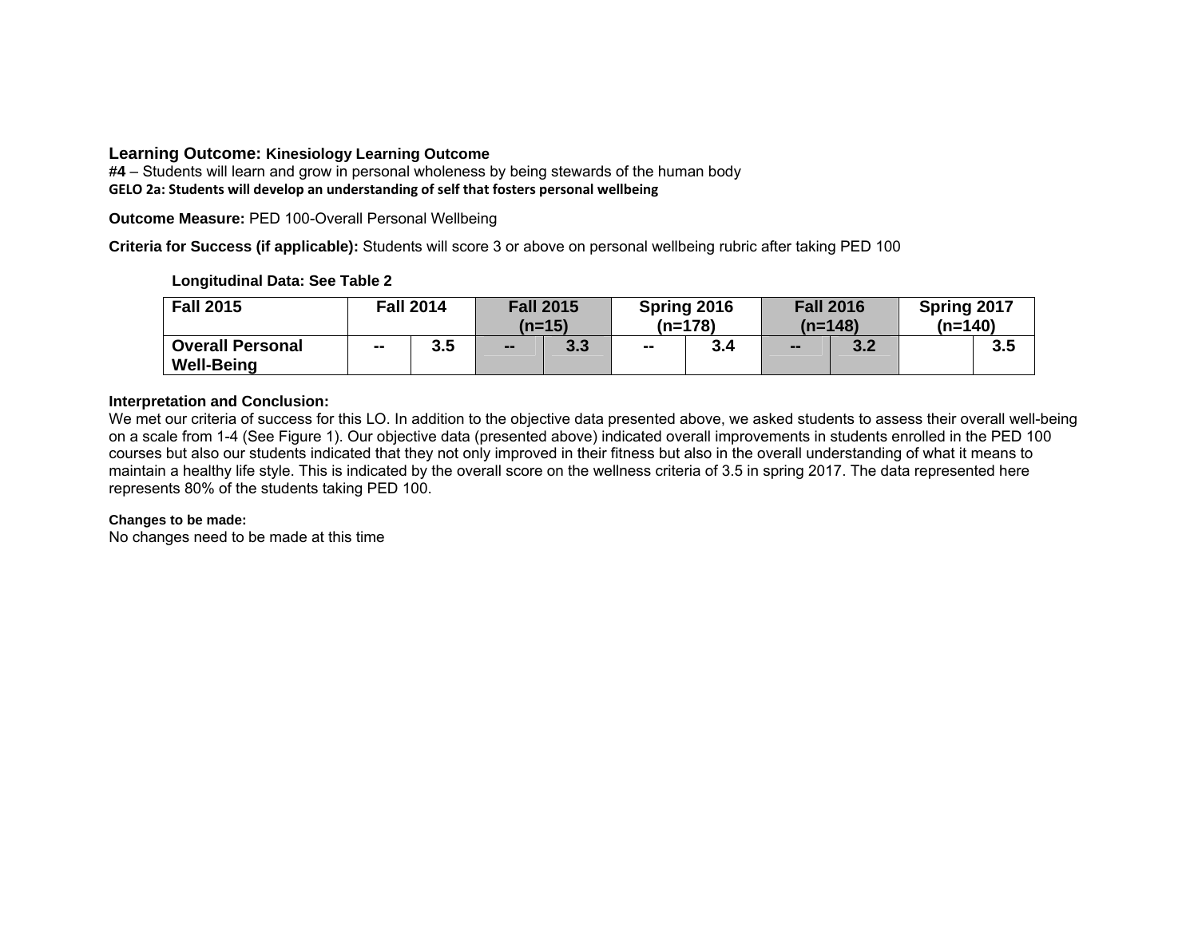**Learning Outcome: Kinesiology Learning Outcome**
**#4** – Students will learn and grow in personal wholeness by being stewards of the human body
**GELO 2a: Students will develop an understanding of self that fosters personal wellbeing**

**Outcome Measure:** PED 100-Overall Personal Wellbeing

**Criteria for Success (if applicable):** Students will score 3 or above on personal wellbeing rubric after taking PED 100

**Longitudinal Data: See Table 2**

| Fall 2015 | Fall 2014 | | Fall 2015 (n=15) | | Spring 2016 (n=178) | | Fall 2016 (n=148) | | Spring 2017 (n=140) | |
|---|---|---|---|---|---|---|---|---|---|---|
| Overall Personal Well-Being | -- | 3.5 | -- | 3.3 | -- | 3.4 | -- | 3.2 | | 3.5 |

**Interpretation and Conclusion:**
We met our criteria of success for this LO. In addition to the objective data presented above, we asked students to assess their overall well-being on a scale from 1-4 (See Figure 1). Our objective data (presented above) indicated overall improvements in students enrolled in the PED 100 courses but also our students indicated that they not only improved in their fitness but also in the overall understanding of what it means to maintain a healthy life style. This is indicated by the overall score on the wellness criteria of 3.5 in spring 2017. The data represented here represents 80% of the students taking PED 100.

**Changes to be made:**
No changes need to be made at this time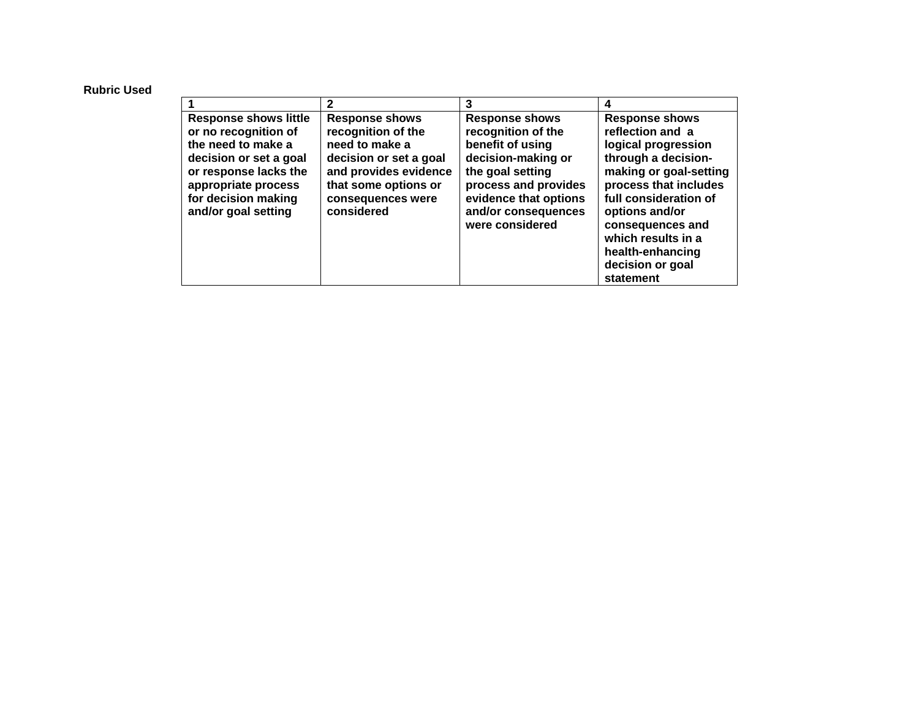**Rubric Used**

| 1 | 2 | 3 | 4 |
|---|---|---|---|
| **Response shows little or no recognition of the need to make a decision or set a goal or response lacks the appropriate process for decision making and/or goal setting** | **Response shows recognition of the need to make a decision or set a goal and provides evidence that some options or consequences were considered** | **Response shows recognition of the benefit of using decision-making or the goal setting process and provides evidence that options and/or consequences were considered** | **Response shows reflection and a logical progression through a decision-making or goal-setting process that includes full consideration of options and/or consequences and which results in a health-enhancing decision or goal statement** |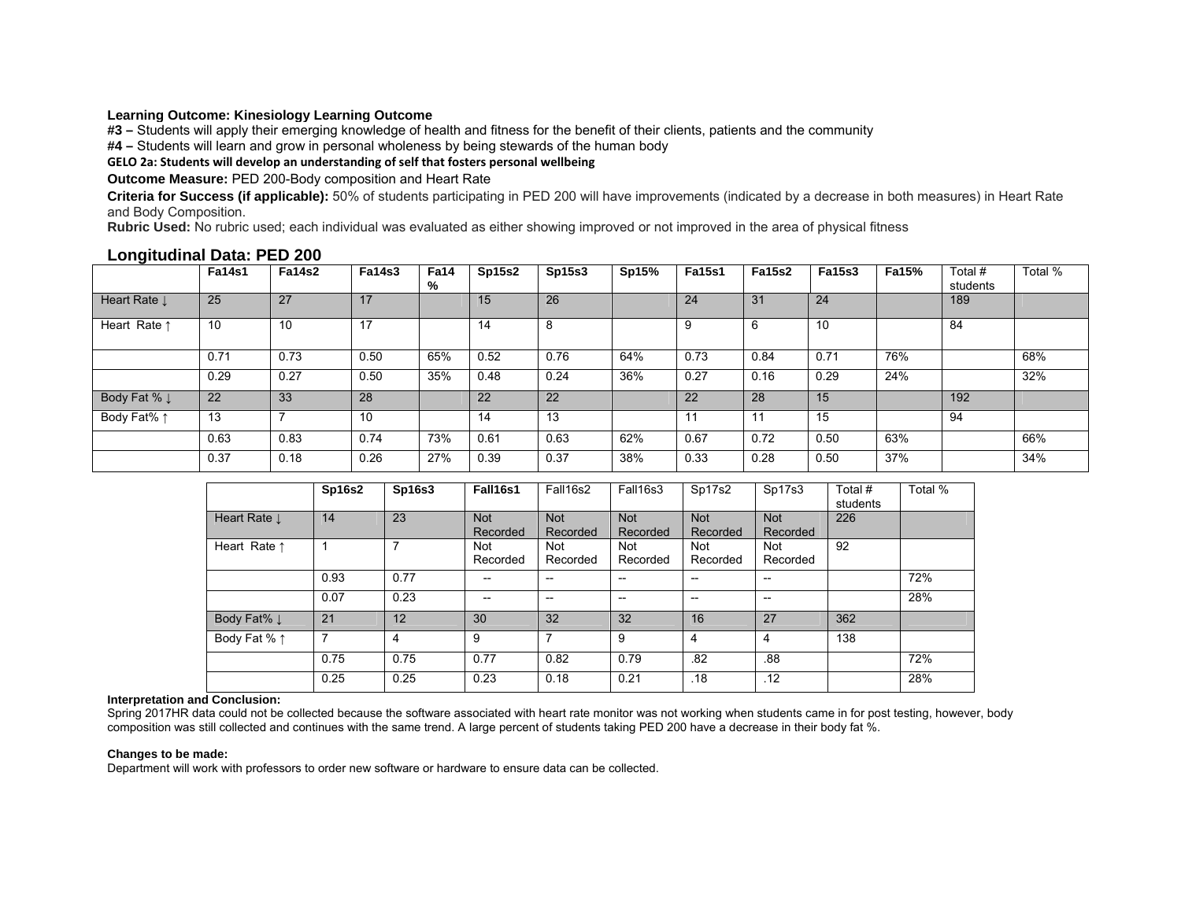**Learning Outcome: Kinesiology Learning Outcome**

**#3 –** Students will apply their emerging knowledge of health and fitness for the benefit of their clients, patients and the community

**#4 –** Students will learn and grow in personal wholeness by being stewards of the human body

**GELO 2a: Students will develop an understanding of self that fosters personal wellbeing**

**Outcome Measure:** PED 200-Body composition and Heart Rate

**Criteria for Success (if applicable):** 50% of students participating in PED 200 will have improvements (indicated by a decrease in both measures) in Heart Rate and Body Composition.

**Rubric Used:** No rubric used; each individual was evaluated as either showing improved or not improved in the area of physical fitness

## Longitudinal Data: PED 200

| | Fa14s1 | Fa14s2 | Fa14s3 | Fa14 % | Sp15s2 | Sp15s3 | Sp15% | Fa15s1 | Fa15s2 | Fa15s3 | Fa15% | Total # students | Total % |
|---|---|---|---|---|---|---|---|---|---|---|---|---|---|
| Heart Rate ↓ | 25 | 27 | 17 | | 15 | 26 | | 24 | 31 | 24 | | 189 | |
| Heart Rate ↑ | 10 | 10 | 17 | | 14 | 8 | | 9 | 6 | 10 | | 84 | |
| | 0.71 | 0.73 | 0.50 | 65% | 0.52 | 0.76 | 64% | 0.73 | 0.84 | 0.71 | 76% | | 68% |
| | 0.29 | 0.27 | 0.50 | 35% | 0.48 | 0.24 | 36% | 0.27 | 0.16 | 0.29 | 24% | | 32% |
| Body Fat % ↓ | 22 | 33 | 28 | | 22 | 22 | | 22 | 28 | 15 | | 192 | |
| Body Fat% ↑ | 13 | 7 | 10 | | 14 | 13 | | 11 | 11 | 15 | | 94 | |
| | 0.63 | 0.83 | 0.74 | 73% | 0.61 | 0.63 | 62% | 0.67 | 0.72 | 0.50 | 63% | | 66% |
| | 0.37 | 0.18 | 0.26 | 27% | 0.39 | 0.37 | 38% | 0.33 | 0.28 | 0.50 | 37% | | 34% |

| | Sp16s2 | Sp16s3 | Fall16s1 | Fall16s2 | Fall16s3 | Sp17s2 | Sp17s3 | Total # students | Total % |
|---|---|---|---|---|---|---|---|---|---|
| Heart Rate ↓ | 14 | 23 | Not Recorded | Not Recorded | Not Recorded | Not Recorded | Not Recorded | 226 | |
| Heart Rate ↑ | 1 | 7 | Not Recorded | Not Recorded | Not Recorded | Not Recorded | Not Recorded | 92 | |
| | 0.93 | 0.77 | -- | -- | -- | -- | -- | | 72% |
| | 0.07 | 0.23 | -- | -- | -- | -- | -- | | 28% |
| Body Fat% ↓ | 21 | 12 | 30 | 32 | 32 | 16 | 27 | 362 | |
| Body Fat % ↑ | 7 | 4 | 9 | 7 | 9 | 4 | 4 | 138 | |
| | 0.75 | 0.75 | 0.77 | 0.82 | 0.79 | .82 | .88 | | 72% |
| | 0.25 | 0.25 | 0.23 | 0.18 | 0.21 | .18 | .12 | | 28% |

**Interpretation and Conclusion:**

Spring 2017HR data could not be collected because the software associated with heart rate monitor was not working when students came in for post testing, however, body composition was still collected and continues with the same trend. A large percent of students taking PED 200 have a decrease in their body fat %.

**Changes to be made:**

Department will work with professors to order new software or hardware to ensure data can be collected.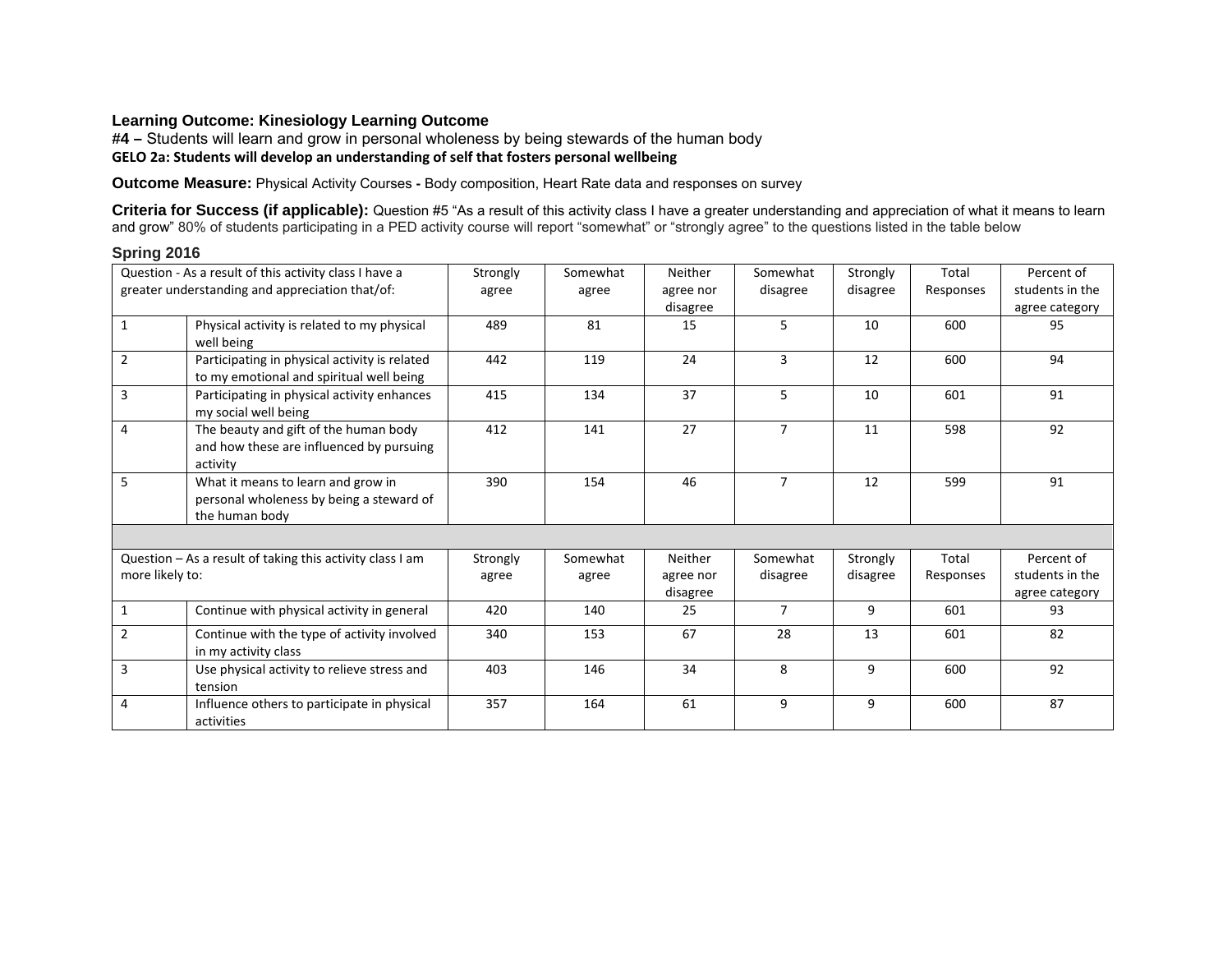**Learning Outcome: Kinesiology Learning Outcome**
**#4 –** Students will learn and grow in personal wholeness by being stewards of the human body
**GELO 2a: Students will develop an understanding of self that fosters personal wellbeing**

**Outcome Measure:** Physical Activity Courses **-** Body composition, Heart Rate data and responses on survey

**Criteria for Success (if applicable):** Question #5 "As a result of this activity class I have a greater understanding and appreciation of what it means to learn and grow" 80% of students participating in a PED activity course will report "somewhat" or "strongly agree" to the questions listed in the table below

### Spring 2016

| Question - As a result of this activity class I have a greater understanding and appreciation that/of: | | Strongly agree | Somewhat agree | Neither agree nor disagree | Somewhat disagree | Strongly disagree | Total Responses | Percent of students in the agree category |
|---|---|---|---|---|---|---|---|---|
| 1 | Physical activity is related to my physical well being | 489 | 81 | 15 | 5 | 10 | 600 | 95 |
| 2 | Participating in physical activity is related to my emotional and spiritual well being | 442 | 119 | 24 | 3 | 12 | 600 | 94 |
| 3 | Participating in physical activity enhances my social well being | 415 | 134 | 37 | 5 | 10 | 601 | 91 |
| 4 | The beauty and gift of the human body and how these are influenced by pursuing activity | 412 | 141 | 27 | 7 | 11 | 598 | 92 |
| 5 | What it means to learn and grow in personal wholeness by being a steward of the human body | 390 | 154 | 46 | 7 | 12 | 599 | 91 |
| | | | | | | | | |
| Question – As a result of taking this activity class I am more likely to: | | Strongly agree | Somewhat agree | Neither agree nor disagree | Somewhat disagree | Strongly disagree | Total Responses | Percent of students in the agree category |
| 1 | Continue with physical activity in general | 420 | 140 | 25 | 7 | 9 | 601 | 93 |
| 2 | Continue with the type of activity involved in my activity class | 340 | 153 | 67 | 28 | 13 | 601 | 82 |
| 3 | Use physical activity to relieve stress and tension | 403 | 146 | 34 | 8 | 9 | 600 | 92 |
| 4 | Influence others to participate in physical activities | 357 | 164 | 61 | 9 | 9 | 600 | 87 |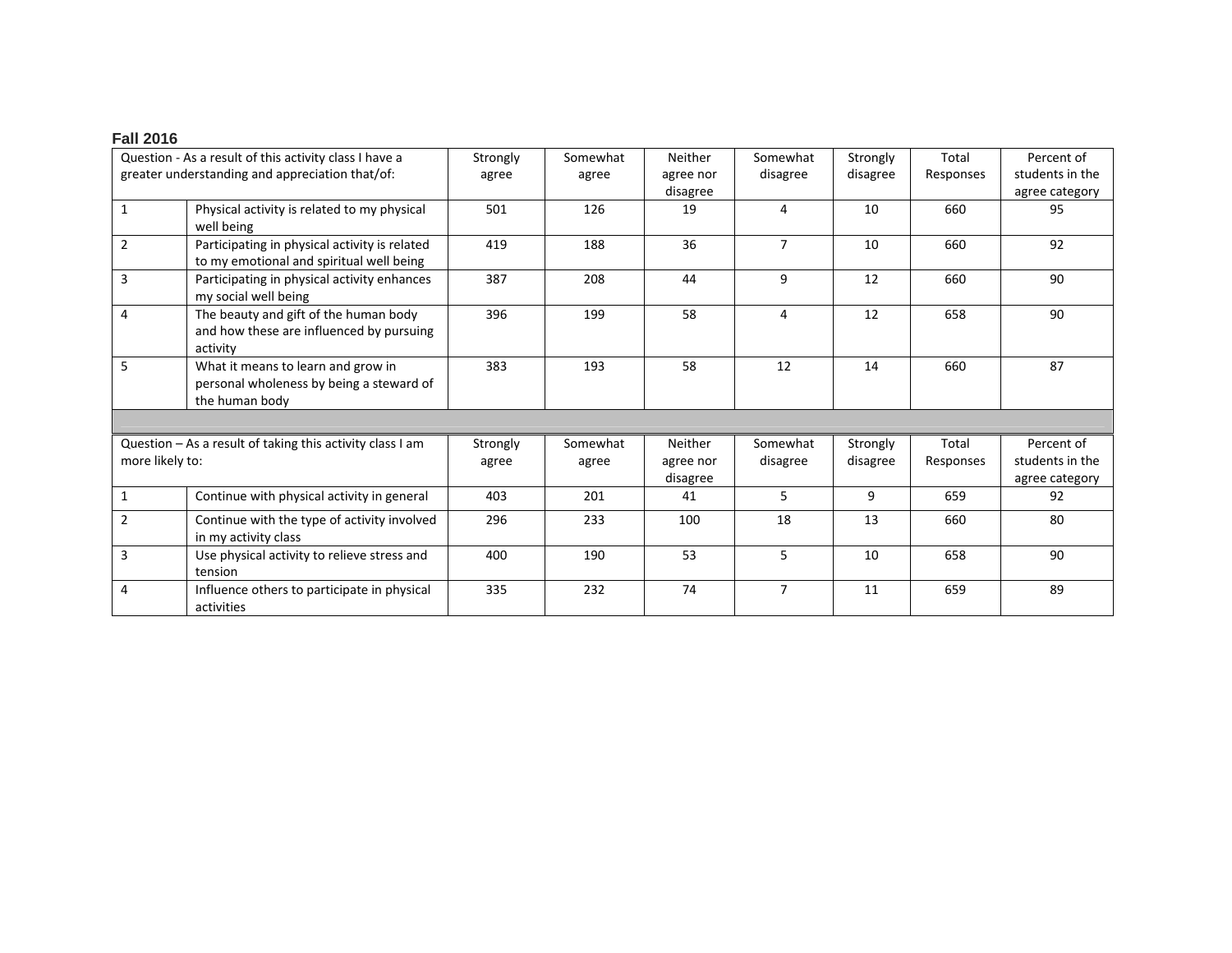**Fall 2016**

| Question - As a result of this activity class I have a greater understanding and appreciation that/of: | | Strongly agree | Somewhat agree | Neither agree nor disagree | Somewhat disagree | Strongly disagree | Total Responses | Percent of students in the agree category |
|---|---|---|---|---|---|---|---|---|
| 1 | Physical activity is related to my physical well being | 501 | 126 | 19 | 4 | 10 | 660 | 95 |
| 2 | Participating in physical activity is related to my emotional and spiritual well being | 419 | 188 | 36 | 7 | 10 | 660 | 92 |
| 3 | Participating in physical activity enhances my social well being | 387 | 208 | 44 | 9 | 12 | 660 | 90 |
| 4 | The beauty and gift of the human body and how these are influenced by pursuing activity | 396 | 199 | 58 | 4 | 12 | 658 | 90 |
| 5 | What it means to learn and grow in personal wholeness by being a steward of the human body | 383 | 193 | 58 | 12 | 14 | 660 | 87 |

| Question – As a result of taking this activity class I am more likely to: | | Strongly agree | Somewhat agree | Neither agree nor disagree | Somewhat disagree | Strongly disagree | Total Responses | Percent of students in the agree category |
|---|---|---|---|---|---|---|---|---|
| 1 | Continue with physical activity in general | 403 | 201 | 41 | 5 | 9 | 659 | 92 |
| 2 | Continue with the type of activity involved in my activity class | 296 | 233 | 100 | 18 | 13 | 660 | 80 |
| 3 | Use physical activity to relieve stress and tension | 400 | 190 | 53 | 5 | 10 | 658 | 90 |
| 4 | Influence others to participate in physical activities | 335 | 232 | 74 | 7 | 11 | 659 | 89 |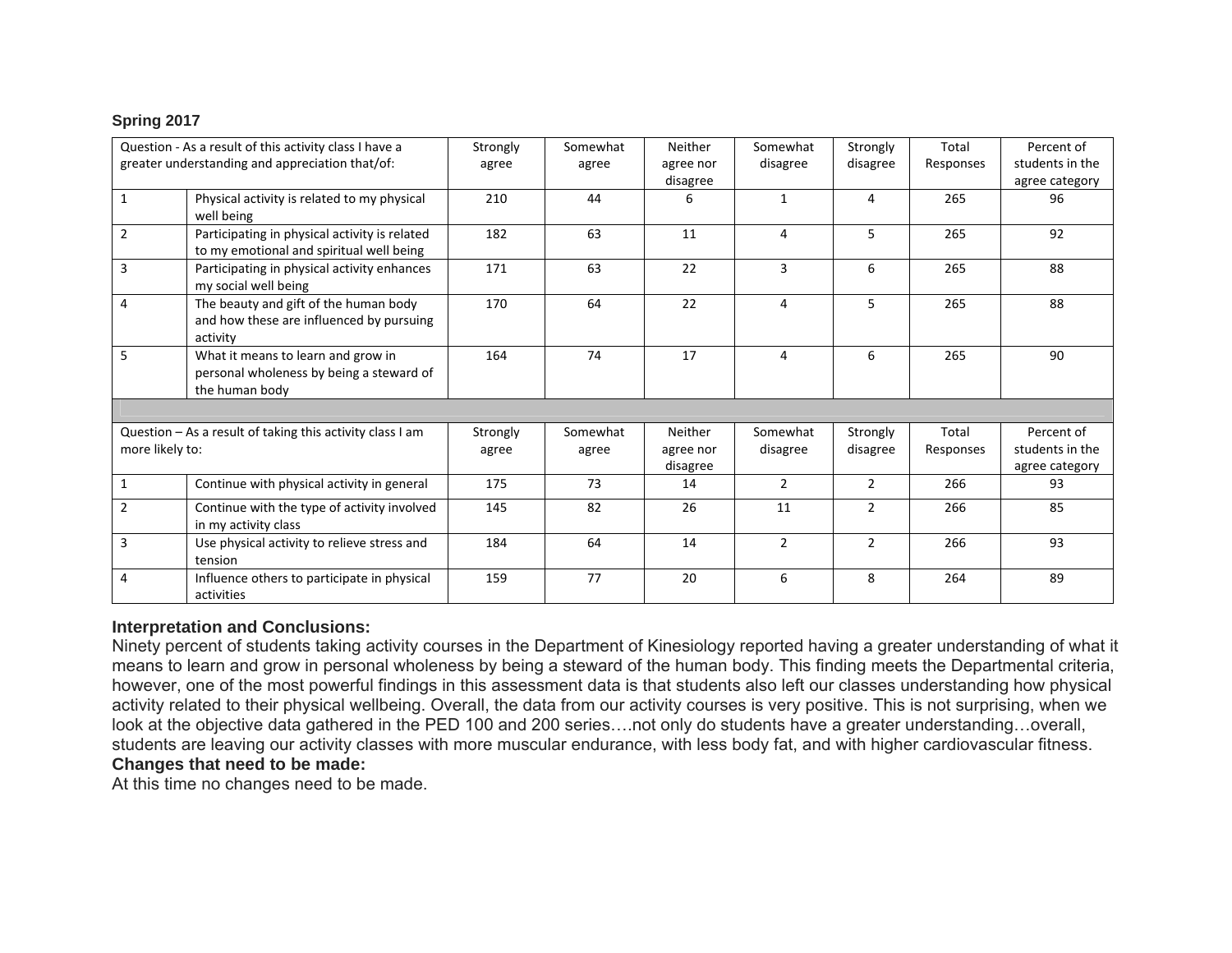**Spring 2017**

| Question - As a result of this activity class I have a greater understanding and appreciation that/of: | | Strongly agree | Somewhat agree | Neither agree nor disagree | Somewhat disagree | Strongly disagree | Total Responses | Percent of students in the agree category |
|---|---|---|---|---|---|---|---|---|
| 1 | Physical activity is related to my physical well being | 210 | 44 | 6 | 1 | 4 | 265 | 96 |
| 2 | Participating in physical activity is related to my emotional and spiritual well being | 182 | 63 | 11 | 4 | 5 | 265 | 92 |
| 3 | Participating in physical activity enhances my social well being | 171 | 63 | 22 | 3 | 6 | 265 | 88 |
| 4 | The beauty and gift of the human body and how these are influenced by pursuing activity | 170 | 64 | 22 | 4 | 5 | 265 | 88 |
| 5 | What it means to learn and grow in personal wholeness by being a steward of the human body | 164 | 74 | 17 | 4 | 6 | 265 | 90 |

| Question – As a result of taking this activity class I am more likely to: | | Strongly agree | Somewhat agree | Neither agree nor disagree | Somewhat disagree | Strongly disagree | Total Responses | Percent of students in the agree category |
|---|---|---|---|---|---|---|---|---|
| 1 | Continue with physical activity in general | 175 | 73 | 14 | 2 | 2 | 266 | 93 |
| 2 | Continue with the type of activity involved in my activity class | 145 | 82 | 26 | 11 | 2 | 266 | 85 |
| 3 | Use physical activity to relieve stress and tension | 184 | 64 | 14 | 2 | 2 | 266 | 93 |
| 4 | Influence others to participate in physical activities | 159 | 77 | 20 | 6 | 8 | 264 | 89 |

**Interpretation and Conclusions:**

Ninety percent of students taking activity courses in the Department of Kinesiology reported having a greater understanding of what it means to learn and grow in personal wholeness by being a steward of the human body. This finding meets the Departmental criteria, however, one of the most powerful findings in this assessment data is that students also left our classes understanding how physical activity related to their physical wellbeing. Overall, the data from our activity courses is very positive. This is not surprising, when we look at the objective data gathered in the PED 100 and 200 series….not only do students have a greater understanding…overall, students are leaving our activity classes with more muscular endurance, with less body fat, and with higher cardiovascular fitness.

**Changes that need to be made:**

At this time no changes need to be made.